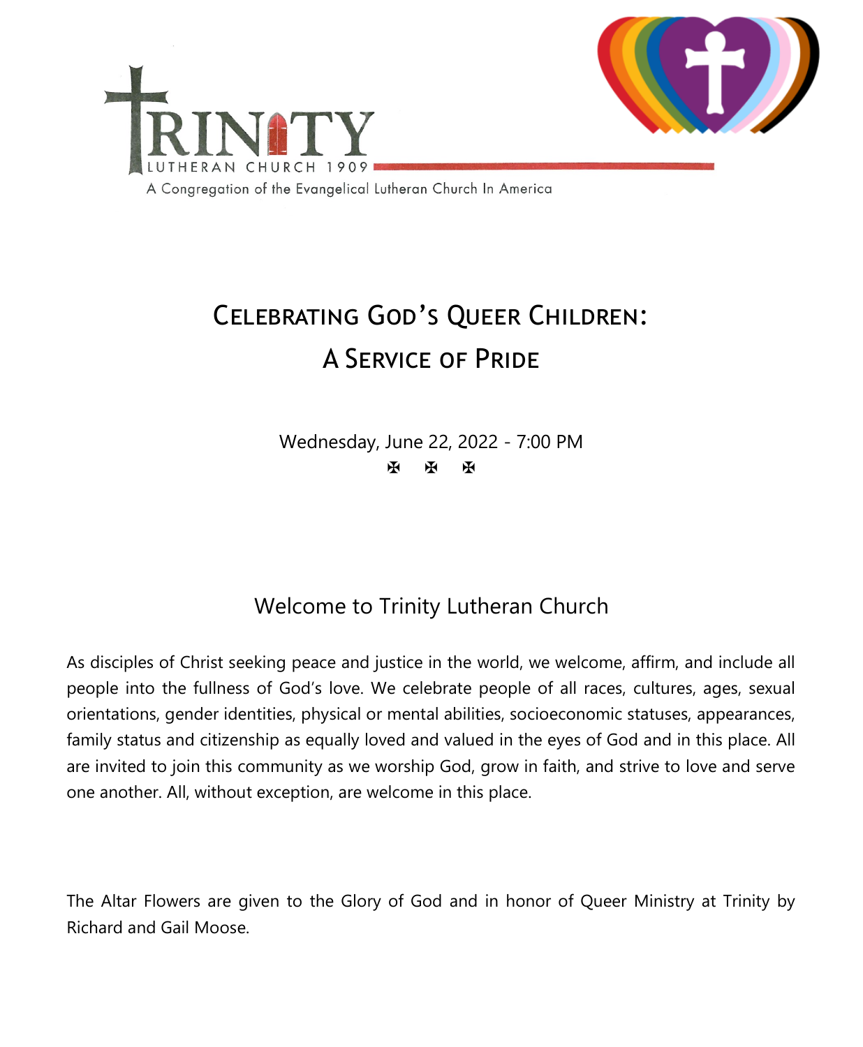TRINITY

LUTHERAN CHURCH 1909

A Congregation of the Evangelical Lutheran Church In America

# Celebrating God's Queer Children: A Service of Pride

Wednesday, June 22, 2022 - 7:00 PM

✠ ✠ ✠

## Welcome to Trinity Lutheran Church

As disciples of Christ seeking peace and justice in the world, we welcome, affirm, and include all people into the fullness of God's love. We celebrate people of all races, cultures, ages, sexual orientations, gender identities, physical or mental abilities, socioeconomic statuses, appearances, family status and citizenship as equally loved and valued in the eyes of God and in this place. All are invited to join this community as we worship God, grow in faith, and strive to love and serve one another. All, without exception, are welcome in this place.

The Altar Flowers are given to the Glory of God and in honor of Queer Ministry at Trinity by Richard and Gail Moose.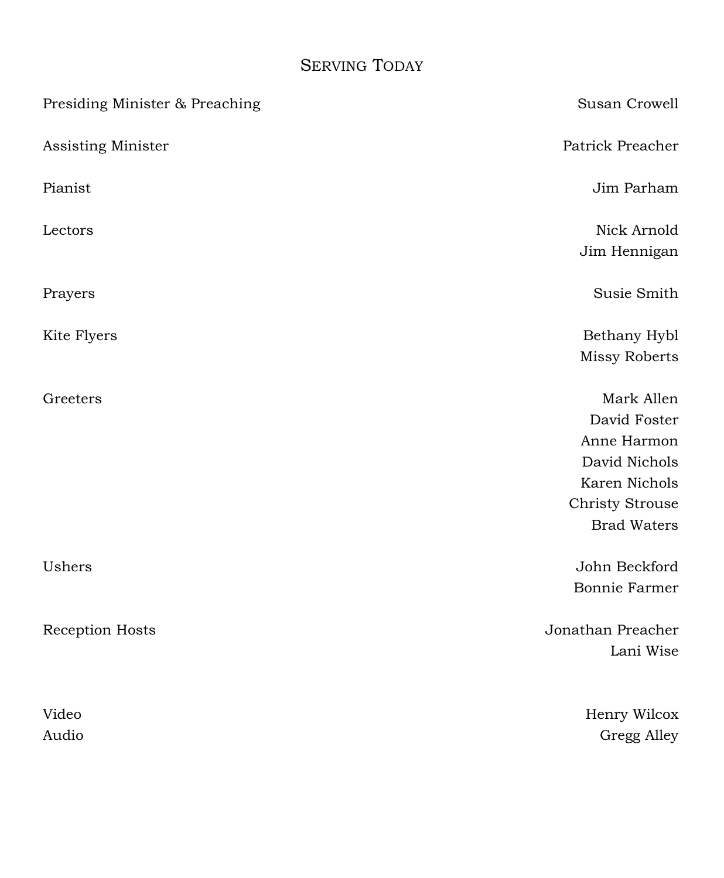## Serving Today

| | |
|---|---|
| Presiding Minister & Preaching | Susan Crowell |
| Assisting Minister | Patrick Preacher |
| Pianist | Jim Parham |
| Lectors | Nick Arnold<br>Jim Hennigan |
| Prayers | Susie Smith |
| Kite Flyers | Bethany Hybl<br>Missy Roberts |
| Greeters | Mark Allen<br>David Foster<br>Anne Harmon<br>David Nichols<br>Karen Nichols<br>Christy Strouse<br>Brad Waters |
| Ushers | John Beckford<br>Bonnie Farmer |
| Reception Hosts | Jonathan Preacher<br>Lani Wise |
| Video | Henry Wilcox |
| Audio | Gregg Alley |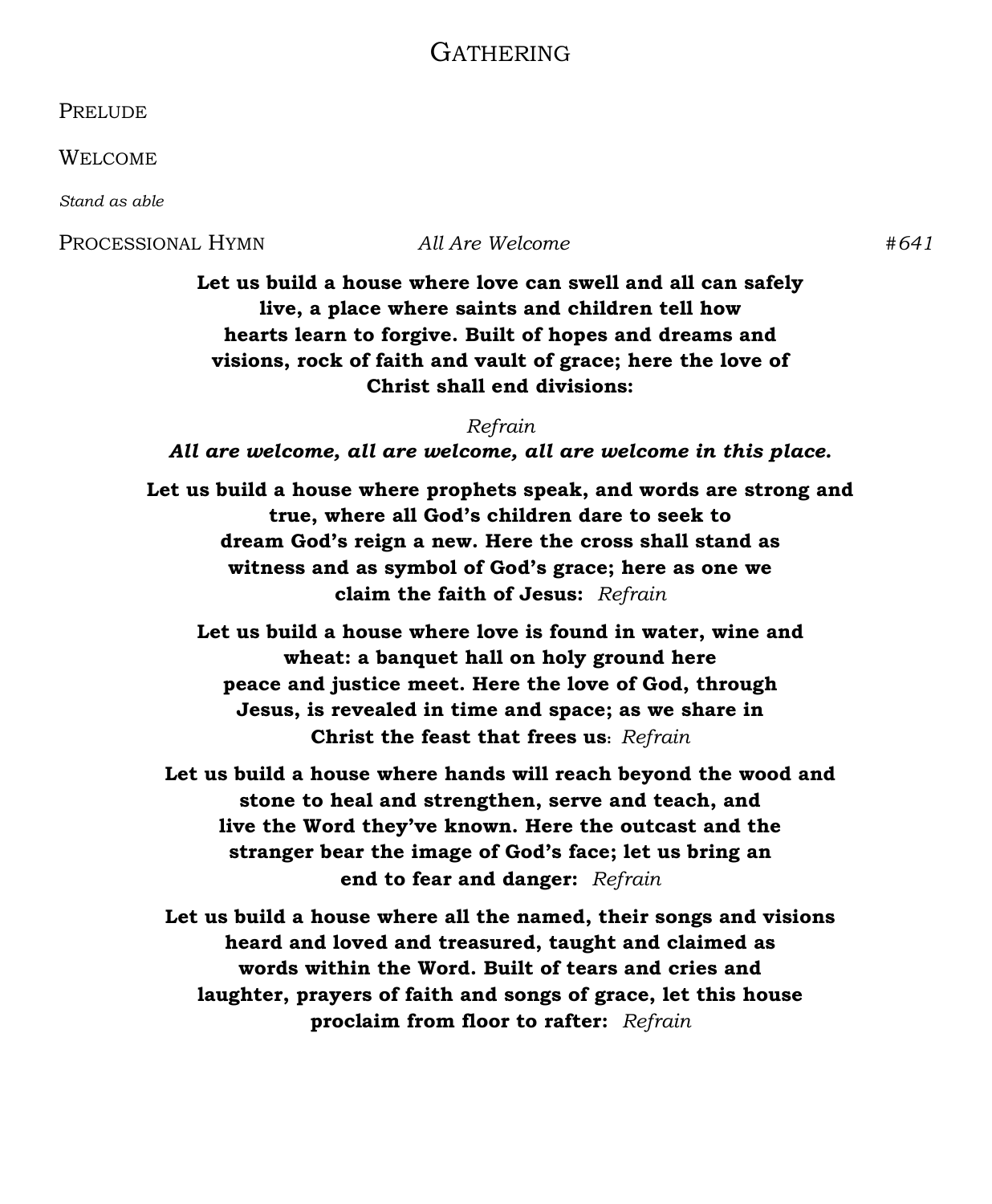# Gathering

Prelude

Welcome

*Stand as able*

Processional Hymn *All Are Welcome* *#641*

**Let us build a house where love can swell and all can safely live, a place where saints and children tell how hearts learn to forgive. Built of hopes and dreams and visions, rock of faith and vault of grace; here the love of Christ shall end divisions:**

*Refrain*

***All are welcome, all are welcome, all are welcome in this place.***

**Let us build a house where prophets speak, and words are strong and true, where all God's children dare to seek to dream God's reign a new. Here the cross shall stand as witness and as symbol of God's grace; here as one we claim the faith of Jesus:** *Refrain*

**Let us build a house where love is found in water, wine and wheat: a banquet hall on holy ground here peace and justice meet. Here the love of God, through Jesus, is revealed in time and space; as we share in Christ the feast that frees us**: *Refrain*

**Let us build a house where hands will reach beyond the wood and stone to heal and strengthen, serve and teach, and live the Word they've known. Here the outcast and the stranger bear the image of God's face; let us bring an end to fear and danger:** *Refrain*

**Let us build a house where all the named, their songs and visions heard and loved and treasured, taught and claimed as words within the Word. Built of tears and cries and laughter, prayers of faith and songs of grace, let this house proclaim from floor to rafter:** *Refrain*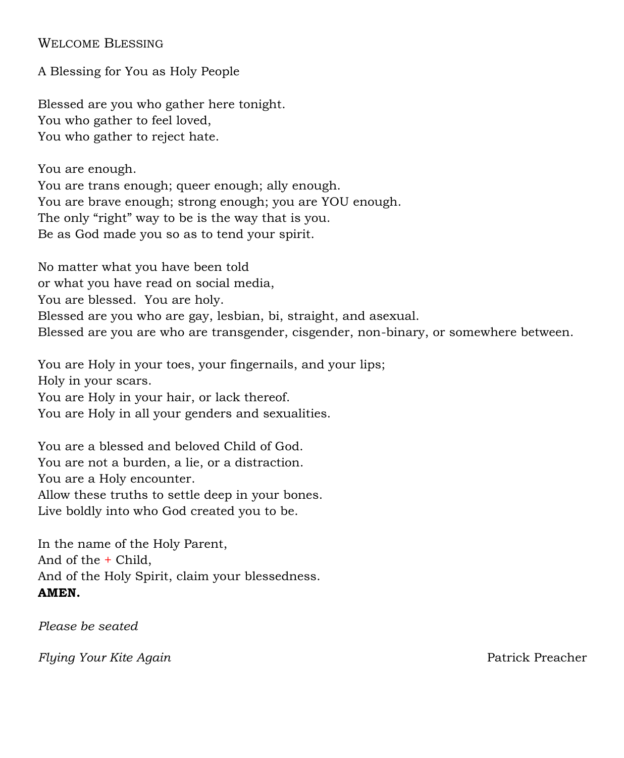## Welcome Blessing

A Blessing for You as Holy People

Blessed are you who gather here tonight.
You who gather to feel loved,
You who gather to reject hate.

You are enough.
You are trans enough; queer enough; ally enough.
You are brave enough; strong enough; you are YOU enough.
The only "right" way to be is the way that is you.
Be as God made you so as to tend your spirit.

No matter what you have been told
or what you have read on social media,
You are blessed. You are holy.
Blessed are you who are gay, lesbian, bi, straight, and asexual.
Blessed are you are who are transgender, cisgender, non-binary, or somewhere between.

You are Holy in your toes, your fingernails, and your lips;
Holy in your scars.
You are Holy in your hair, or lack thereof.
You are Holy in all your genders and sexualities.

You are a blessed and beloved Child of God.
You are not a burden, a lie, or a distraction.
You are a Holy encounter.
Allow these truths to settle deep in your bones.
Live boldly into who God created you to be.

In the name of the Holy Parent,
And of the + Child,
And of the Holy Spirit, claim your blessedness.
**AMEN.**

*Please be seated*

*Flying Your Kite Again* Patrick Preacher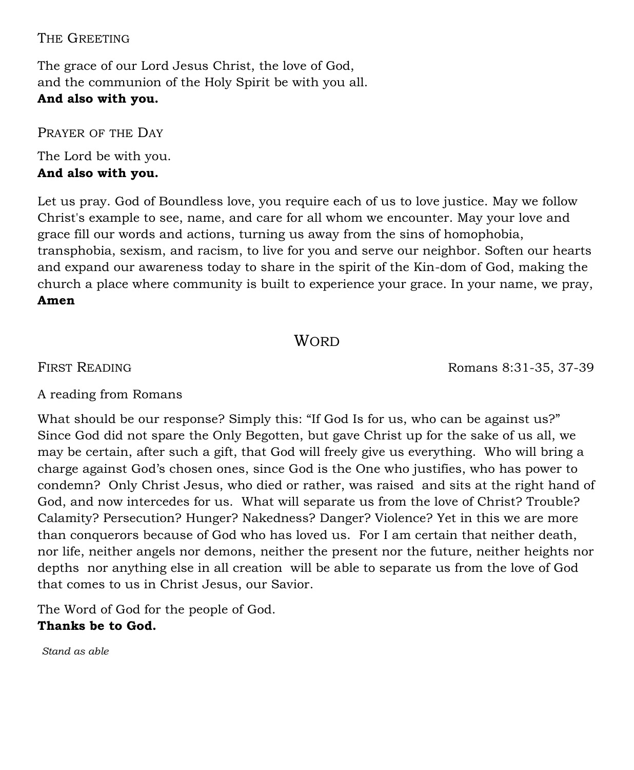### The Greeting

The grace of our Lord Jesus Christ, the love of God,
and the communion of the Holy Spirit be with you all.
**And also with you.**

### Prayer of the Day

The Lord be with you.
**And also with you.**

Let us pray. God of Boundless love, you require each of us to love justice. May we follow Christ's example to see, name, and care for all whom we encounter. May your love and grace fill our words and actions, turning us away from the sins of homophobia, transphobia, sexism, and racism, to live for you and serve our neighbor. Soften our hearts and expand our awareness today to share in the spirit of the Kin-dom of God, making the church a place where community is built to experience your grace. In your name, we pray, **Amen**

## Word

### First Reading — Romans 8:31-35, 37-39

A reading from Romans

What should be our response? Simply this: "If God Is for us, who can be against us?" Since God did not spare the Only Begotten, but gave Christ up for the sake of us all, we may be certain, after such a gift, that God will freely give us everything. Who will bring a charge against God's chosen ones, since God is the One who justifies, who has power to condemn? Only Christ Jesus, who died or rather, was raised and sits at the right hand of God, and now intercedes for us. What will separate us from the love of Christ? Trouble? Calamity? Persecution? Hunger? Nakedness? Danger? Violence? Yet in this we are more than conquerors because of God who has loved us. For I am certain that neither death, nor life, neither angels nor demons, neither the present nor the future, neither heights nor depths nor anything else in all creation will be able to separate us from the love of God that comes to us in Christ Jesus, our Savior.

The Word of God for the people of God.
**Thanks be to God.**

*Stand as able*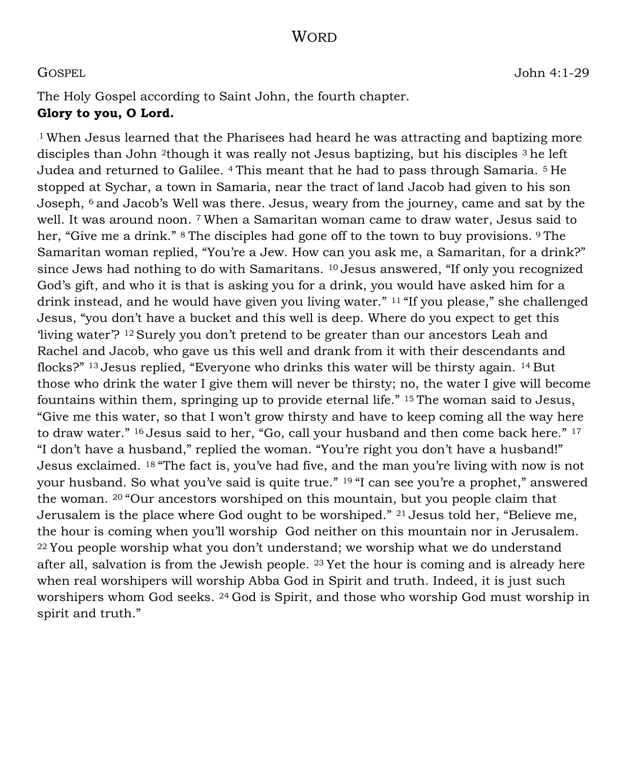# WORD

GOSPEL John 4:1-29

The Holy Gospel according to Saint John, the fourth chapter.
**Glory to you, O Lord.**

[1] When Jesus learned that the Pharisees had heard he was attracting and baptizing more disciples than John [2]though it was really not Jesus baptizing, but his disciples [3] he left Judea and returned to Galilee. [4] This meant that he had to pass through Samaria. [5] He stopped at Sychar, a town in Samaria, near the tract of land Jacob had given to his son Joseph, [6] and Jacob's Well was there. Jesus, weary from the journey, came and sat by the well. It was around noon. [7] When a Samaritan woman came to draw water, Jesus said to her, "Give me a drink." [8] The disciples had gone off to the town to buy provisions. [9] The Samaritan woman replied, "You're a Jew. How can you ask me, a Samaritan, for a drink?" since Jews had nothing to do with Samaritans. [10] Jesus answered, "If only you recognized God's gift, and who it is that is asking you for a drink, you would have asked him for a drink instead, and he would have given you living water." [11] "If you please," she challenged Jesus, "you don't have a bucket and this well is deep. Where do you expect to get this 'living water'? [12] Surely you don't pretend to be greater than our ancestors Leah and Rachel and Jacob, who gave us this well and drank from it with their descendants and flocks?" [13] Jesus replied, "Everyone who drinks this water will be thirsty again. [14] But those who drink the water I give them will never be thirsty; no, the water I give will become fountains within them, springing up to provide eternal life." [15] The woman said to Jesus, "Give me this water, so that I won't grow thirsty and have to keep coming all the way here to draw water." [16] Jesus said to her, "Go, call your husband and then come back here." [17] "I don't have a husband," replied the woman. "You're right you don't have a husband!" Jesus exclaimed. [18] "The fact is, you've had five, and the man you're living with now is not your husband. So what you've said is quite true." [19] "I can see you're a prophet," answered the woman. [20] "Our ancestors worshiped on this mountain, but you people claim that Jerusalem is the place where God ought to be worshiped." [21] Jesus told her, "Believe me, the hour is coming when you'll worship God neither on this mountain nor in Jerusalem. [22] You people worship what you don't understand; we worship what we do understand after all, salvation is from the Jewish people. [23] Yet the hour is coming and is already here when real worshipers will worship Abba God in Spirit and truth. Indeed, it is just such worshipers whom God seeks. [24] God is Spirit, and those who worship God must worship in spirit and truth."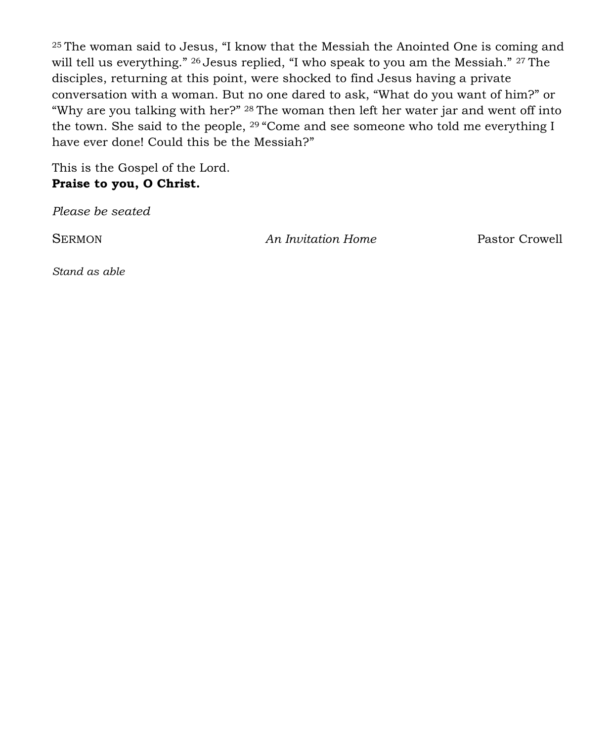[25] The woman said to Jesus, "I know that the Messiah the Anointed One is coming and will tell us everything." [26] Jesus replied, "I who speak to you am the Messiah." [27] The disciples, returning at this point, were shocked to find Jesus having a private conversation with a woman. But no one dared to ask, "What do you want of him?" or "Why are you talking with her?" [28] The woman then left her water jar and went off into the town. She said to the people, [29] "Come and see someone who told me everything I have ever done! Could this be the Messiah?"

This is the Gospel of the Lord.
**Praise to you, O Christ.**

*Please be seated*

SERMON *An Invitation Home* Pastor Crowell

*Stand as able*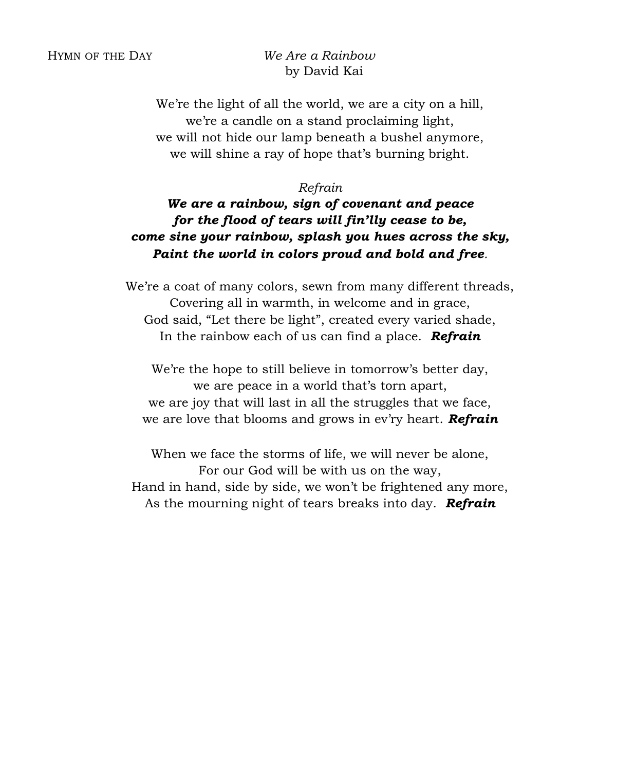HYMN OF THE DAY *We Are a Rainbow*
by David Kai

We're the light of all the world, we are a city on a hill,
we're a candle on a stand proclaiming light,
we will not hide our lamp beneath a bushel anymore,
we will shine a ray of hope that's burning bright.

*Refrain*
***We are a rainbow, sign of covenant and peace***
***for the flood of tears will fin'lly cease to be,***
***come sine your rainbow, splash you hues across the sky,***
***Paint the world in colors proud and bold and free***.

We're a coat of many colors, sewn from many different threads,
Covering all in warmth, in welcome and in grace,
God said, "Let there be light", created every varied shade,
In the rainbow each of us can find a place. ***Refrain***

We're the hope to still believe in tomorrow's better day,
we are peace in a world that's torn apart,
we are joy that will last in all the struggles that we face,
we are love that blooms and grows in ev'ry heart. ***Refrain***

When we face the storms of life, we will never be alone,
For our God will be with us on the way,
Hand in hand, side by side, we won't be frightened any more,
As the mourning night of tears breaks into day. ***Refrain***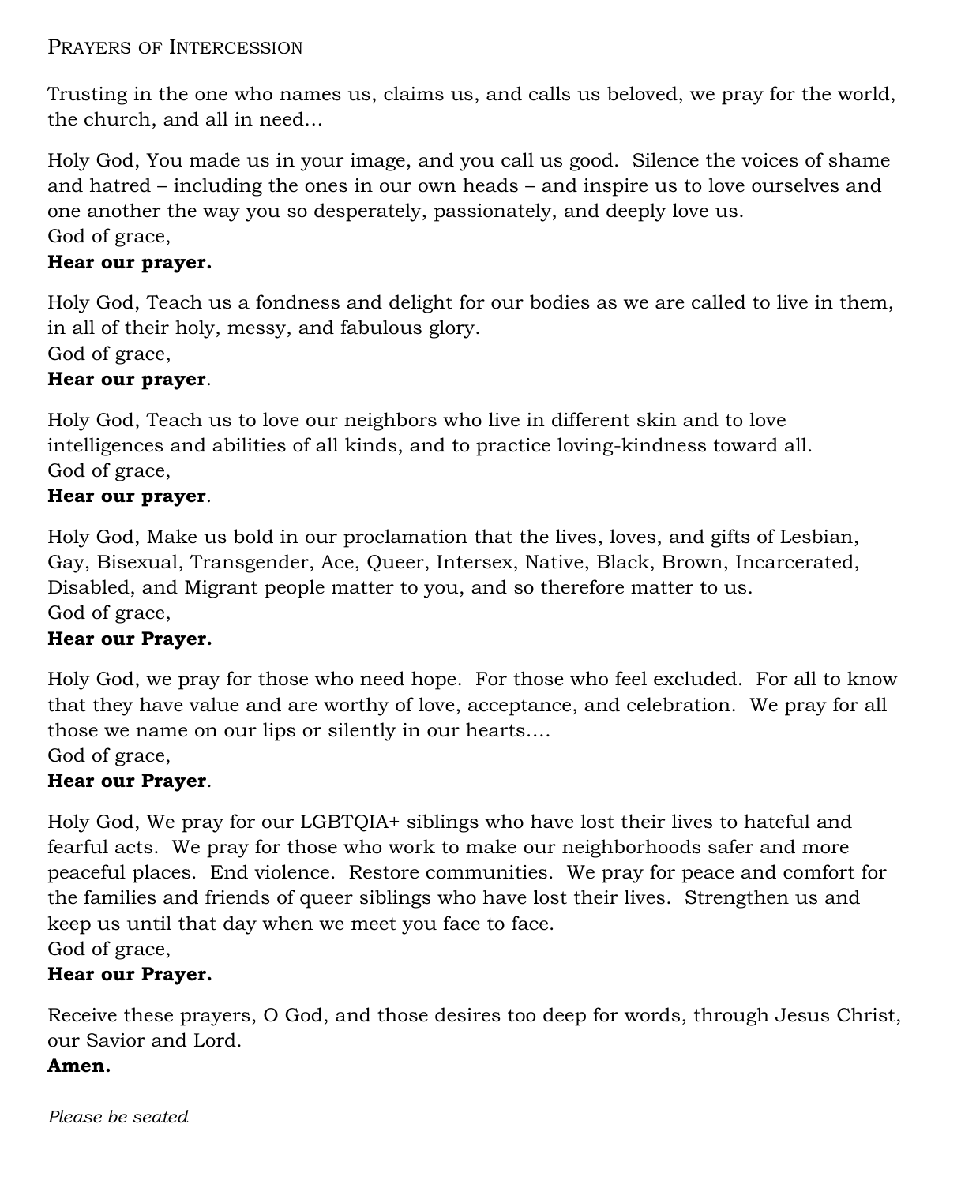## Prayers of Intercession

Trusting in the one who names us, claims us, and calls us beloved, we pray for the world, the church, and all in need…

Holy God, You made us in your image, and you call us good. Silence the voices of shame and hatred – including the ones in our own heads – and inspire us to love ourselves and one another the way you so desperately, passionately, and deeply love us.
God of grace,
**Hear our prayer.**

Holy God, Teach us a fondness and delight for our bodies as we are called to live in them, in all of their holy, messy, and fabulous glory.
God of grace,
**Hear our prayer**.

Holy God, Teach us to love our neighbors who live in different skin and to love intelligences and abilities of all kinds, and to practice loving-kindness toward all.
God of grace,
**Hear our prayer**.

Holy God, Make us bold in our proclamation that the lives, loves, and gifts of Lesbian, Gay, Bisexual, Transgender, Ace, Queer, Intersex, Native, Black, Brown, Incarcerated, Disabled, and Migrant people matter to you, and so therefore matter to us.
God of grace,
**Hear our Prayer.**

Holy God, we pray for those who need hope. For those who feel excluded. For all to know that they have value and are worthy of love, acceptance, and celebration. We pray for all those we name on our lips or silently in our hearts….
God of grace,
**Hear our Prayer**.

Holy God, We pray for our LGBTQIA+ siblings who have lost their lives to hateful and fearful acts. We pray for those who work to make our neighborhoods safer and more peaceful places. End violence. Restore communities. We pray for peace and comfort for the families and friends of queer siblings who have lost their lives. Strengthen us and keep us until that day when we meet you face to face.
God of grace,
**Hear our Prayer.**

Receive these prayers, O God, and those desires too deep for words, through Jesus Christ, our Savior and Lord.
**Amen.**

*Please be seated*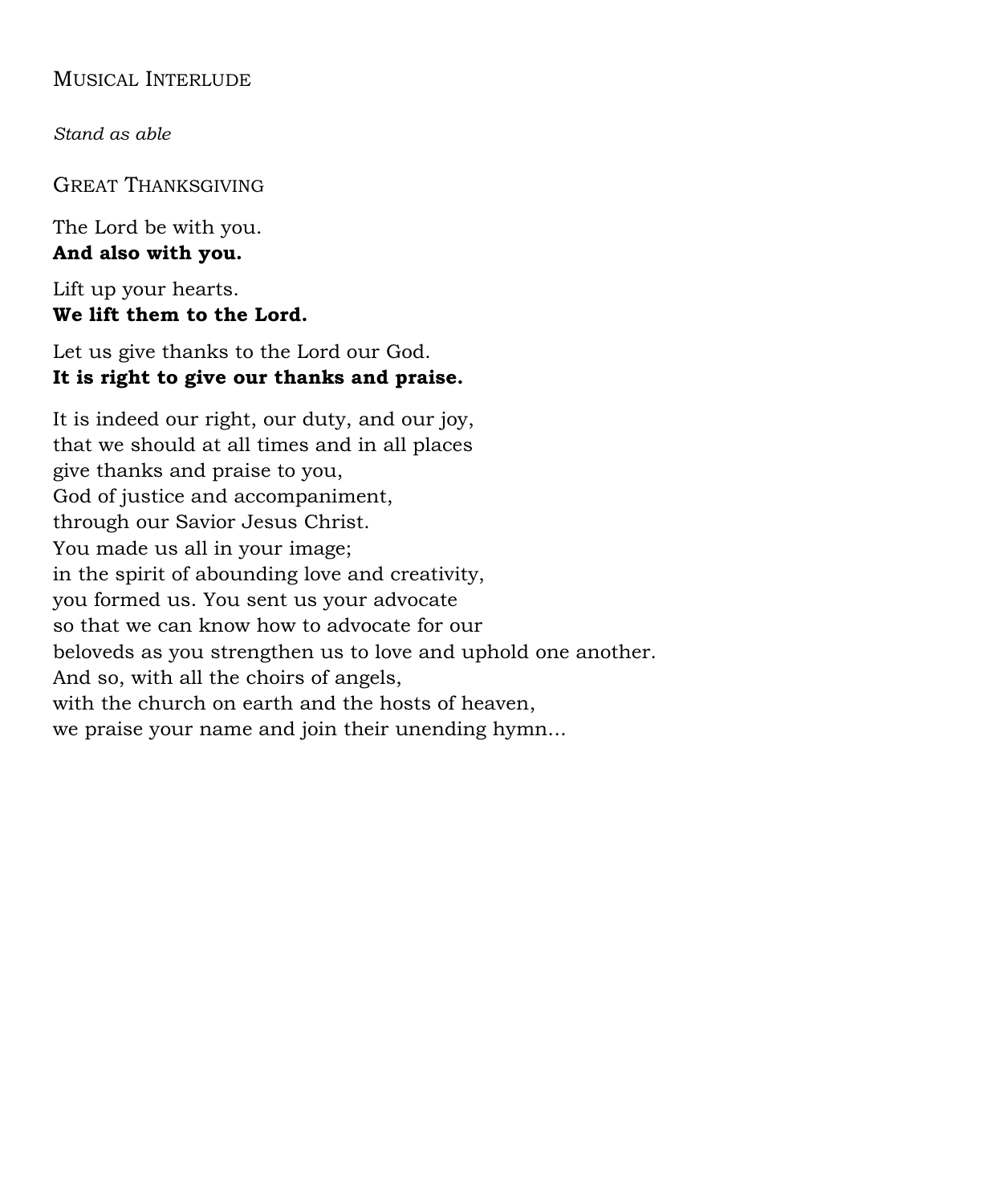## Musical Interlude

*Stand as able*

## Great Thanksgiving

The Lord be with you.
**And also with you.**

Lift up your hearts.
**We lift them to the Lord.**

Let us give thanks to the Lord our God.
**It is right to give our thanks and praise.**

It is indeed our right, our duty, and our joy,
that we should at all times and in all places
give thanks and praise to you,
God of justice and accompaniment,
through our Savior Jesus Christ.
You made us all in your image;
in the spirit of abounding love and creativity,
you formed us. You sent us your advocate
so that we can know how to advocate for our
beloveds as you strengthen us to love and uphold one another.
And so, with all the choirs of angels,
with the church on earth and the hosts of heaven,
we praise your name and join their unending hymn…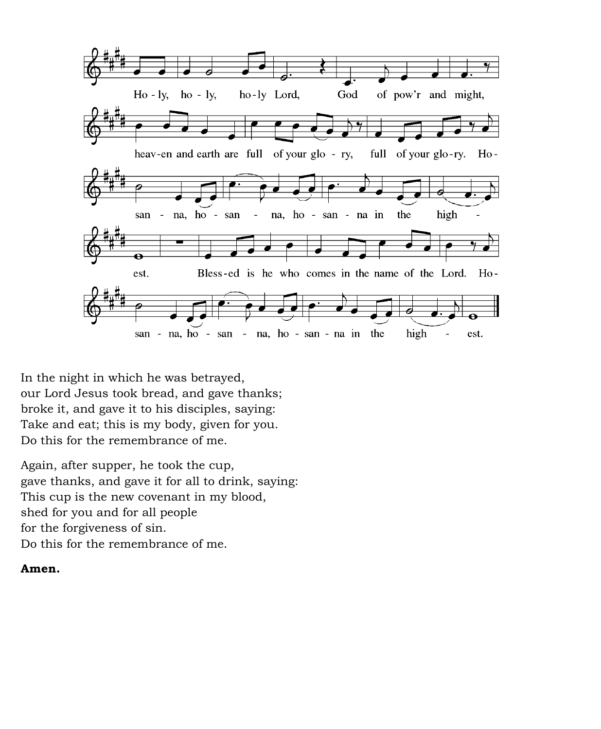Ho - ly, ho - ly, ho-ly Lord, God of pow'r and might,

heav-en and earth are full of your glo - ry, full of your glo-ry. Ho-

san - na, ho - san - na, ho - san - na in the high - est.

Bless-ed is he who comes in the name of the Lord. Ho-

san - na, ho - san - na, ho - san - na in the high - est.

In the night in which he was betrayed,
our Lord Jesus took bread, and gave thanks;
broke it, and gave it to his disciples, saying:
Take and eat; this is my body, given for you.
Do this for the remembrance of me.

Again, after supper, he took the cup,
gave thanks, and gave it for all to drink, saying:
This cup is the new covenant in my blood,
shed for you and for all people
for the forgiveness of sin.
Do this for the remembrance of me.

**Amen.**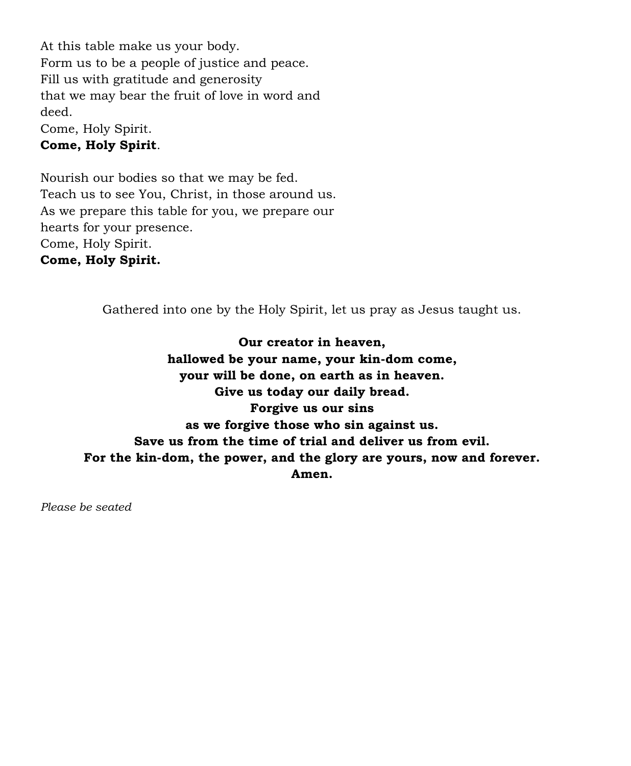At this table make us your body.  
Form us to be a people of justice and peace.  
Fill us with gratitude and generosity  
that we may bear the fruit of love in word and deed.  
Come, Holy Spirit.  
**Come, Holy Spirit**.

Nourish our bodies so that we may be fed.  
Teach us to see You, Christ, in those around us.  
As we prepare this table for you, we prepare our hearts for your presence.  
Come, Holy Spirit.  
**Come, Holy Spirit.**

Gathered into one by the Holy Spirit, let us pray as Jesus taught us.

**Our creator in heaven,**  
**hallowed be your name, your kin-dom come,**  
**your will be done, on earth as in heaven.**  
**Give us today our daily bread.**  
**Forgive us our sins**  
**as we forgive those who sin against us.**  
**Save us from the time of trial and deliver us from evil.**  
**For the kin-dom, the power, and the glory are yours, now and forever.**  
**Amen.**

*Please be seated*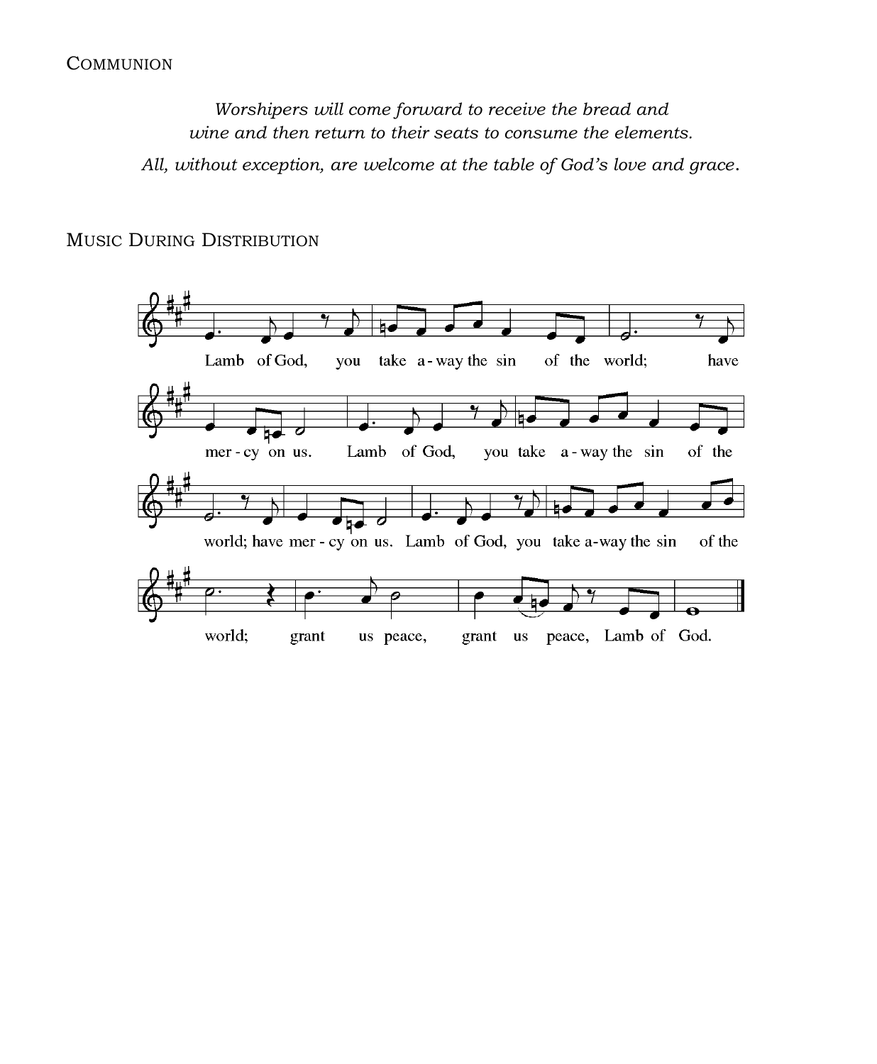COMMUNION

*Worshipers will come forward to receive the bread and wine and then return to their seats to consume the elements.*

*All, without exception, are welcome at the table of God's love and grace.*

MUSIC DURING DISTRIBUTION

Lamb of God, you take a-way the sin of the world; have mer-cy on us. Lamb of God, you take a-way the sin of the world; have mer-cy on us. Lamb of God, you take a-way the sin of the world; grant us peace, grant us peace, Lamb of God.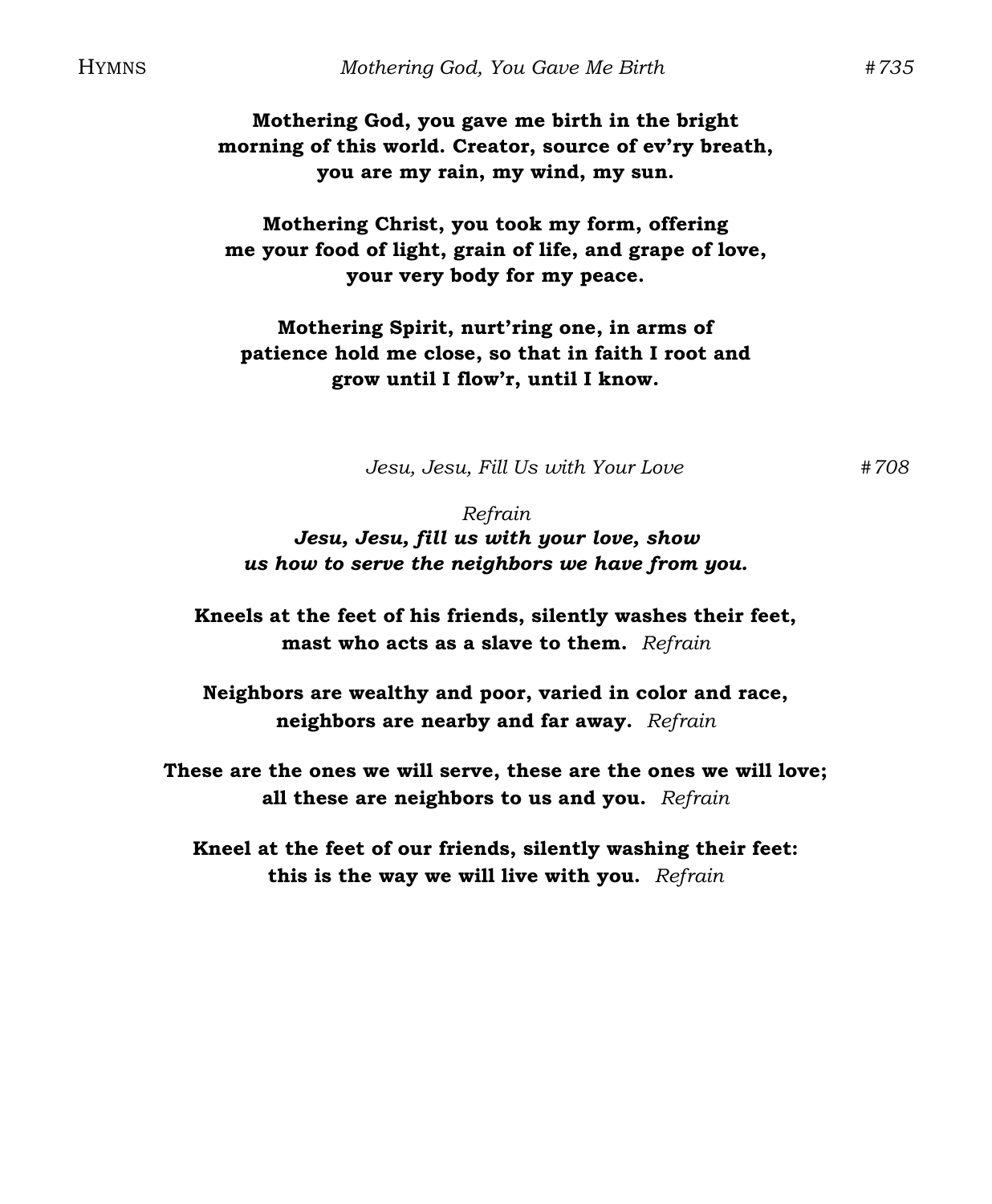## *Mothering God, You Gave Me Birth* #735

**Mothering God, you gave me birth in the bright morning of this world. Creator, source of ev'ry breath, you are my rain, my wind, my sun.**

**Mothering Christ, you took my form, offering me your food of light, grain of life, and grape of love, your very body for my peace.**

**Mothering Spirit, nurt'ring one, in arms of patience hold me close, so that in faith I root and grow until I flow'r, until I know.**

## *Jesu, Jesu, Fill Us with Your Love* #708

*Refrain*
***Jesu, Jesu, fill us with your love, show us how to serve the neighbors we have from you.***

**Kneels at the feet of his friends, silently washes their feet, mast who acts as a slave to them.** *Refrain*

**Neighbors are wealthy and poor, varied in color and race, neighbors are nearby and far away.** *Refrain*

**These are the ones we will serve, these are the ones we will love; all these are neighbors to us and you.** *Refrain*

**Kneel at the feet of our friends, silently washing their feet: this is the way we will live with you.** *Refrain*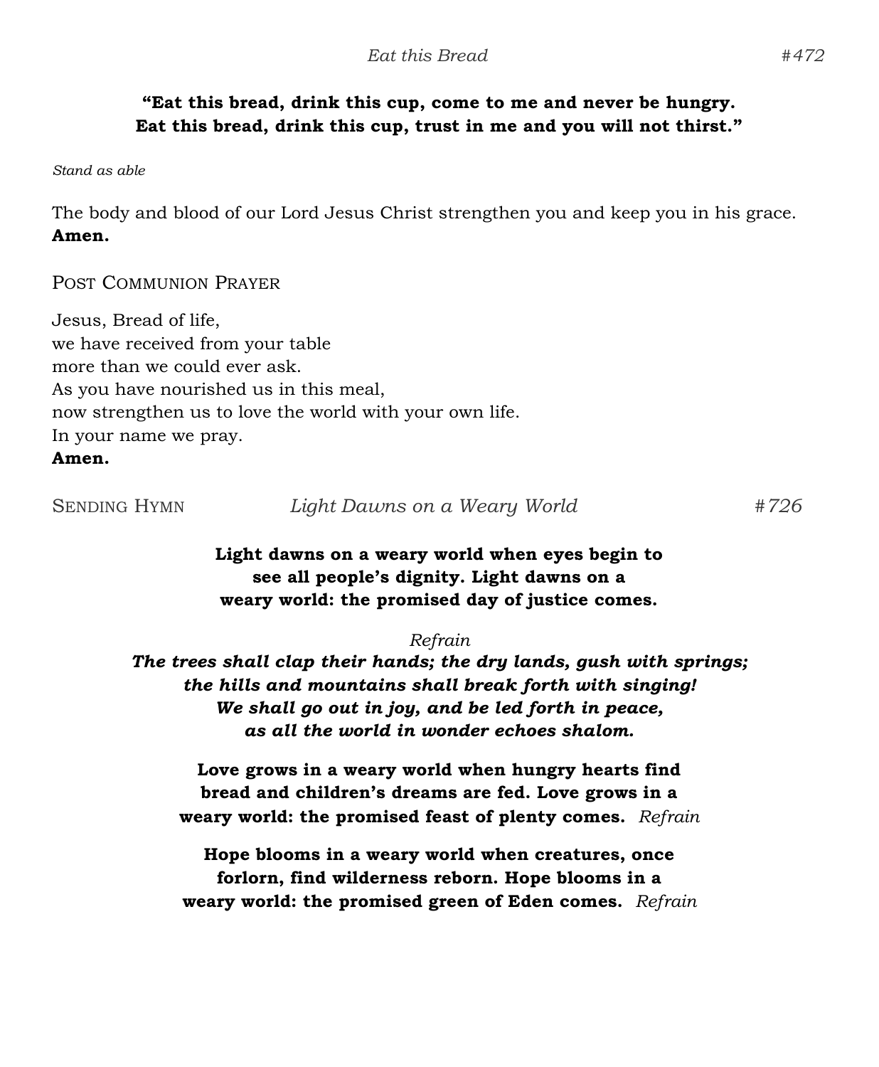*Eat this Bread* #472

**"Eat this bread, drink this cup, come to me and never be hungry.**
**Eat this bread, drink this cup, trust in me and you will not thirst."**

*Stand as able*

The body and blood of our Lord Jesus Christ strengthen you and keep you in his grace.
**Amen.**

POST COMMUNION PRAYER

Jesus, Bread of life,
we have received from your table
more than we could ever ask.
As you have nourished us in this meal,
now strengthen us to love the world with your own life.
In your name we pray.
**Amen.**

SENDING HYMN *Light Dawns on a Weary World* #726

**Light dawns on a weary world when eyes begin to**
**see all people's dignity. Light dawns on a**
**weary world: the promised day of justice comes.**

*Refrain*
***The trees shall clap their hands; the dry lands, gush with springs;***
***the hills and mountains shall break forth with singing!***
***We shall go out in joy, and be led forth in peace,***
***as all the world in wonder echoes shalom.***

**Love grows in a weary world when hungry hearts find**
**bread and children's dreams are fed. Love grows in a**
**weary world: the promised feast of plenty comes.** *Refrain*

**Hope blooms in a weary world when creatures, once**
**forlorn, find wilderness reborn. Hope blooms in a**
**weary world: the promised green of Eden comes.** *Refrain*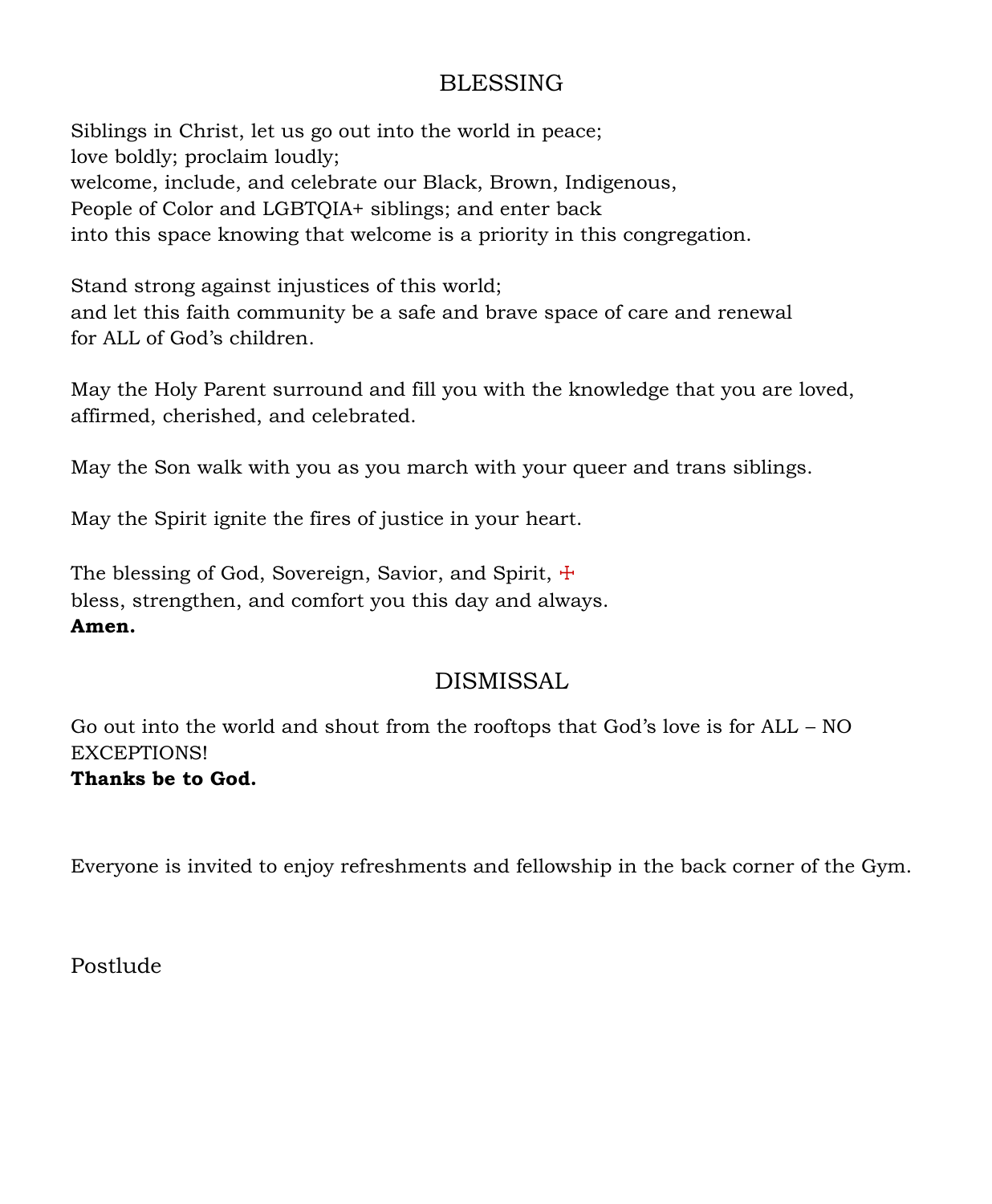## BLESSING

Siblings in Christ, let us go out into the world in peace;
love boldly; proclaim loudly;
welcome, include, and celebrate our Black, Brown, Indigenous,
People of Color and LGBTQIA+ siblings; and enter back
into this space knowing that welcome is a priority in this congregation.

Stand strong against injustices of this world;
and let this faith community be a safe and brave space of care and renewal
for ALL of God's children.

May the Holy Parent surround and fill you with the knowledge that you are loved,
affirmed, cherished, and celebrated.

May the Son walk with you as you march with your queer and trans siblings.

May the Spirit ignite the fires of justice in your heart.

The blessing of God, Sovereign, Savior, and Spirit, ☩
bless, strengthen, and comfort you this day and always.
**Amen.**

## DISMISSAL

Go out into the world and shout from the rooftops that God's love is for ALL – NO EXCEPTIONS!
**Thanks be to God.**

Everyone is invited to enjoy refreshments and fellowship in the back corner of the Gym.

Postlude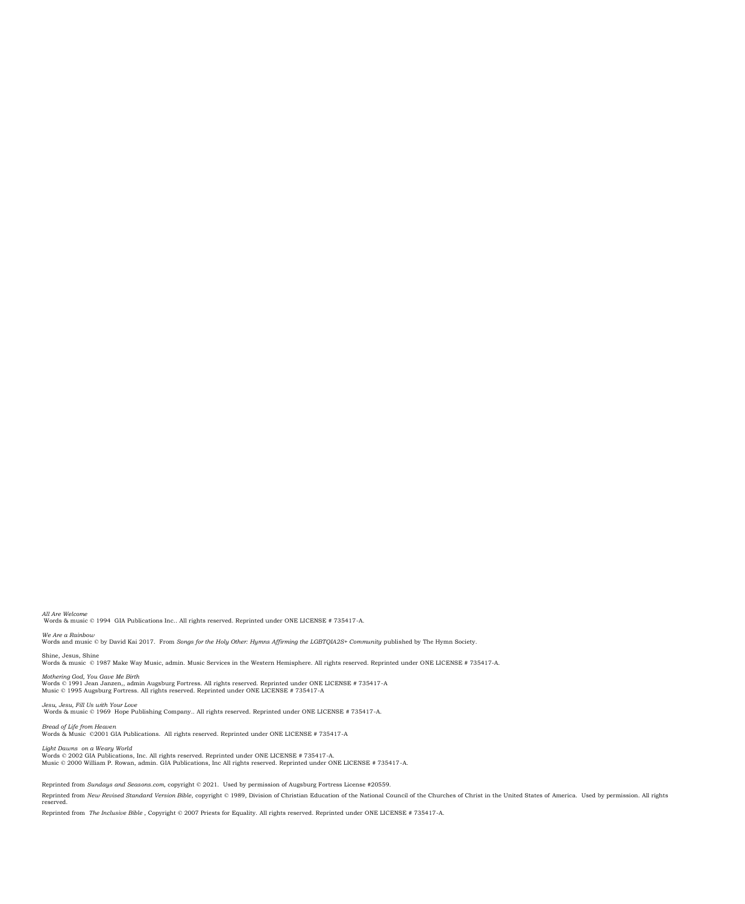*All Are Welcome*
Words & music © 1994 GIA Publications Inc.. All rights reserved. Reprinted under ONE LICENSE # 735417-A.

*We Are a Rainbow*
Words and music © by David Kai 2017. From *Songs for the Holy Other: Hymns Affirming the LGBTQIA2S+ Community* published by The Hymn Society.

Shine, Jesus, Shine
Words & music © 1987 Make Way Music, admin. Music Services in the Western Hemisphere. All rights reserved. Reprinted under ONE LICENSE # 735417-A.

*Mothering God, You Gave Me Birth*
Words © 1991 Jean Janzen,, admin Augsburg Fortress. All rights reserved. Reprinted under ONE LICENSE # 735417-A
Music © 1995 Augsburg Fortress. All rights reserved. Reprinted under ONE LICENSE # 735417-A

*Jesu, Jesu, Fill Us with Your Love*
Words & music © 1969 Hope Publishing Company.. All rights reserved. Reprinted under ONE LICENSE # 735417-A.

*Bread of Life from Heaven*
Words & Music ©2001 GIA Publications. All rights reserved. Reprinted under ONE LICENSE # 735417-A

*Light Dawns on a Weary World*
Words © 2002 GIA Publications, Inc. All rights reserved. Reprinted under ONE LICENSE # 735417-A.
Music © 2000 William P. Rowan, admin. GIA Publications, Inc All rights reserved. Reprinted under ONE LICENSE # 735417-A.

Reprinted from *Sundays and Seasons.com*, copyright © 2021. Used by permission of Augsburg Fortress License #20559.

Reprinted from *New Revised Standard Version Bible*, copyright © 1989, Division of Christian Education of the National Council of the Churches of Christ in the United States of America. Used by permission. All rights reserved.

Reprinted from *The Inclusive Bible* , Copyright © 2007 Priests for Equality. All rights reserved. Reprinted under ONE LICENSE # 735417-A.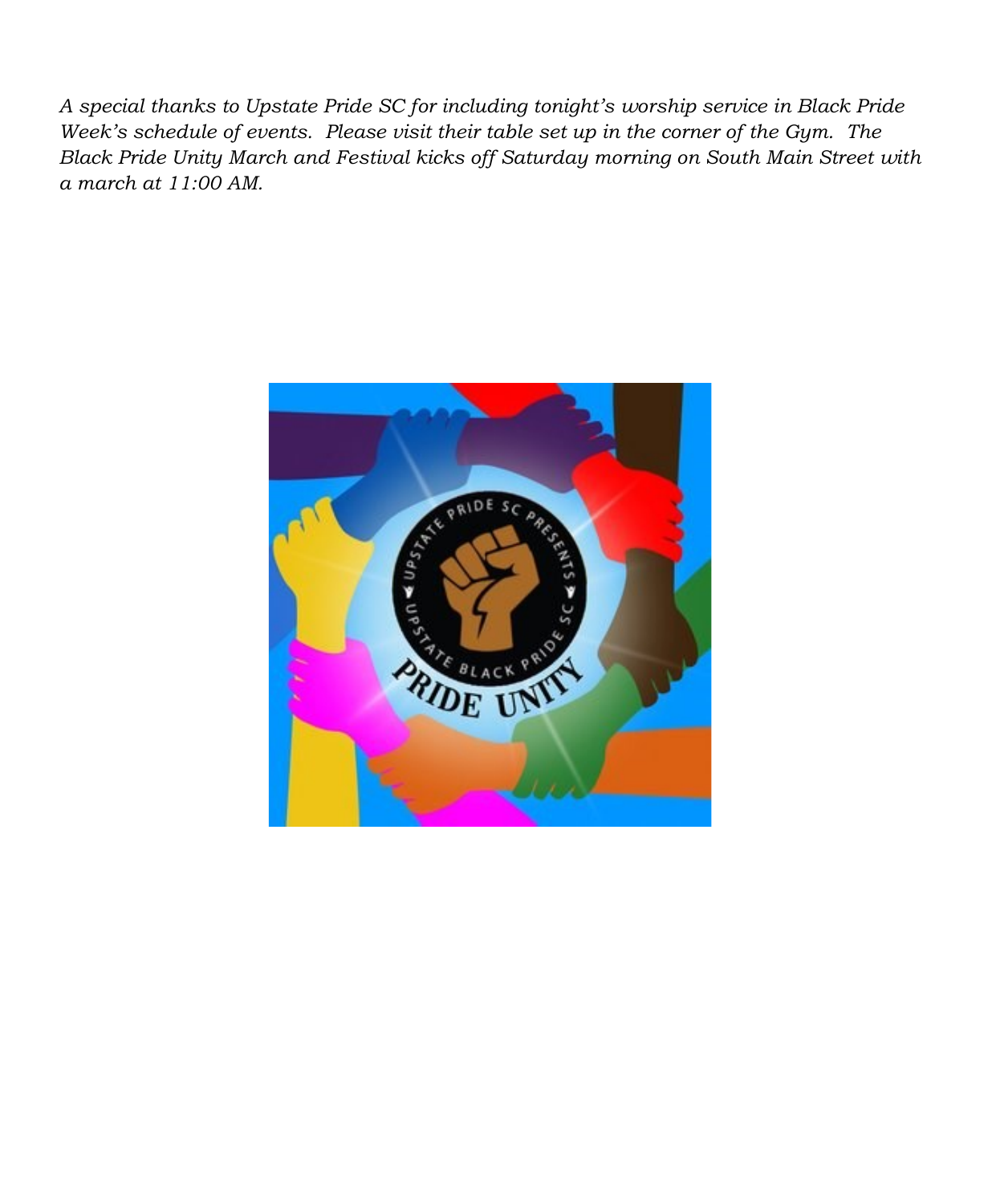*A special thanks to Upstate Pride SC for including tonight's worship service in Black Pride Week's schedule of events. Please visit their table set up in the corner of the Gym. The Black Pride Unity March and Festival kicks off Saturday morning on South Main Street with a march at 11:00 AM.*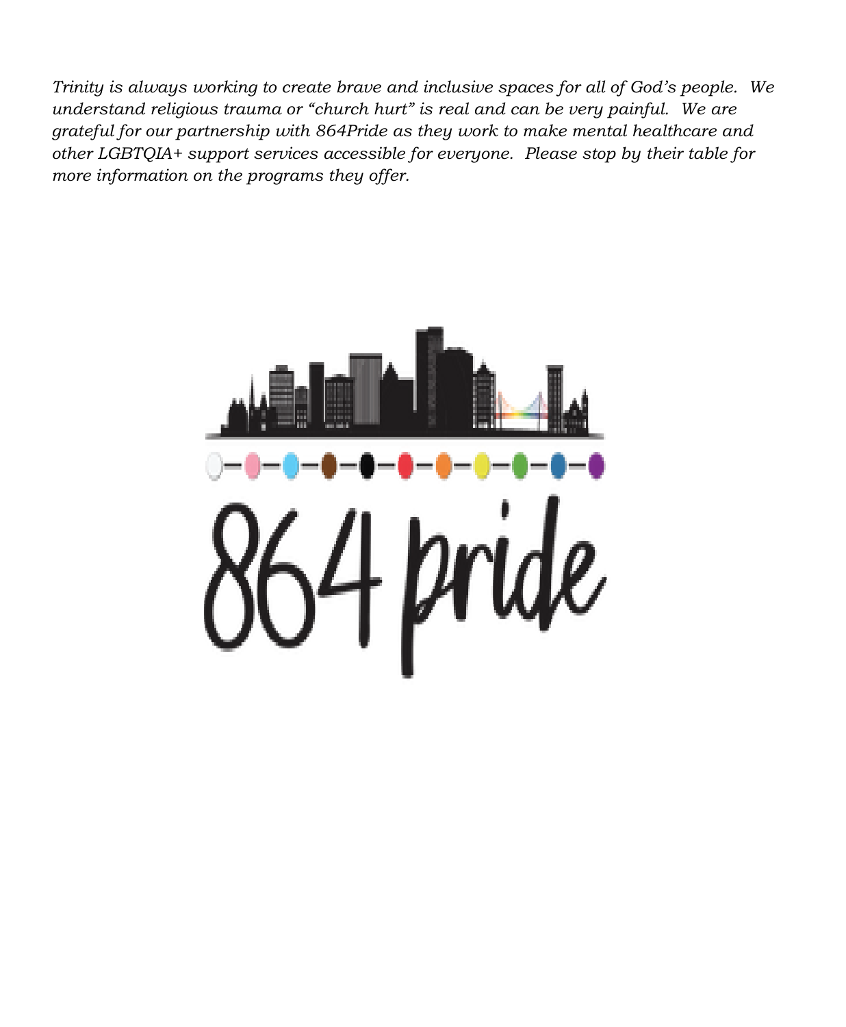*Trinity is always working to create brave and inclusive spaces for all of God's people. We understand religious trauma or "church hurt" is real and can be very painful. We are grateful for our partnership with 864Pride as they work to make mental healthcare and other LGBTQIA+ support services accessible for everyone. Please stop by their table for more information on the programs they offer.*

864 pride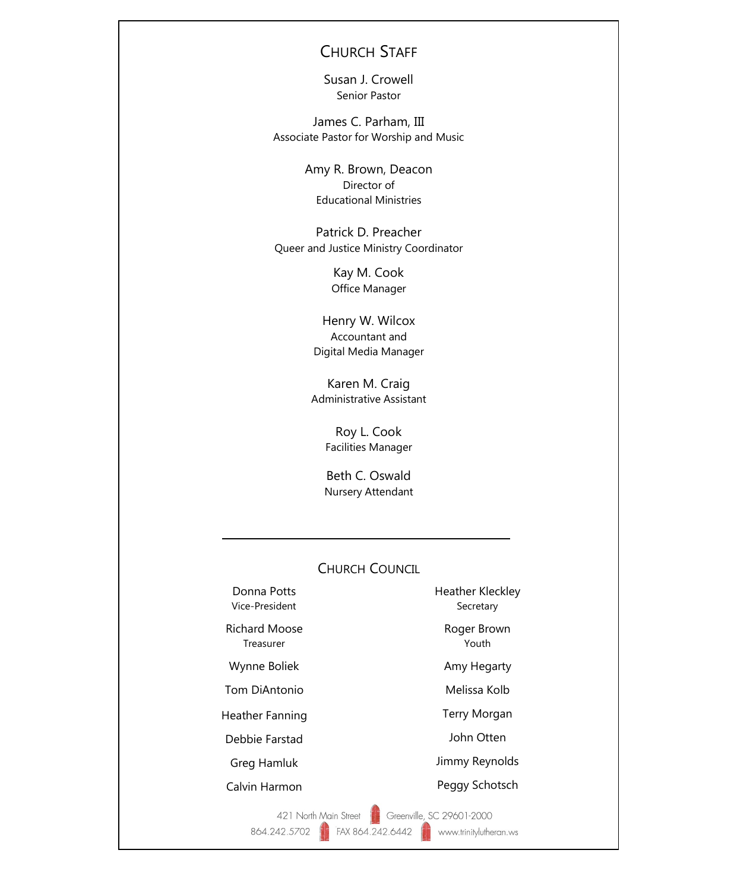## Church Staff

Susan J. Crowell
Senior Pastor

James C. Parham, III
Associate Pastor for Worship and Music

Amy R. Brown, Deacon
Director of
Educational Ministries

Patrick D. Preacher
Queer and Justice Ministry Coordinator

Kay M. Cook
Office Manager

Henry W. Wilcox
Accountant and
Digital Media Manager

Karen M. Craig
Administrative Assistant

Roy L. Cook
Facilities Manager

Beth C. Oswald
Nursery Attendant

---

## Church Council

Donna Potts
Vice-President

Richard Moose
Treasurer

Wynne Boliek

Tom DiAntonio

Heather Fanning

Debbie Farstad

Greg Hamluk

Calvin Harmon

Heather Kleckley
Secretary

Roger Brown
Youth

Amy Hegarty

Melissa Kolb

Terry Morgan

John Otten

Jimmy Reynolds

Peggy Schotsch

421 North Main Street Greenville, SC 29601-2000
864.242.5702 FAX 864.242.6442 www.trinitylutheran.ws